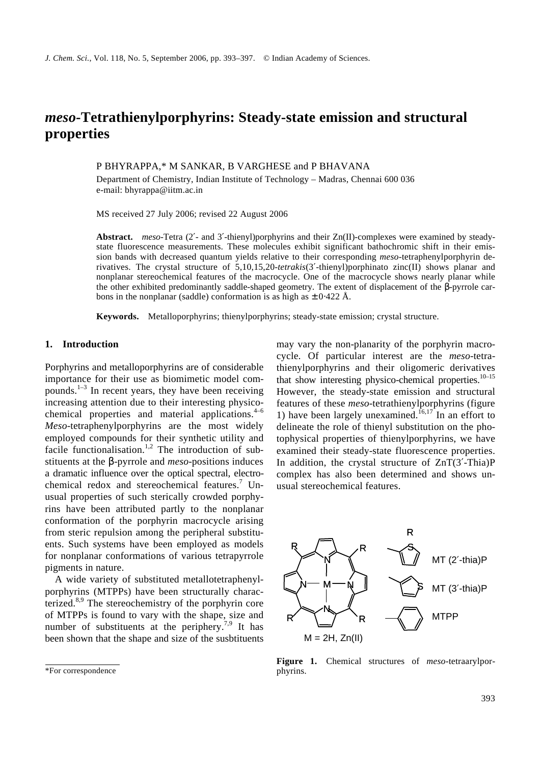# *meso*-Tetrathienylporphyrins: Steady-state emission and structural properties

P BHYRAPPA,* M SANKAR, B VARGHESE and P BHAVANA

Department of Chemistry, Indian Institute of Technology – Madras, Chennai 600 036
e-mail: bhyrappa@iitm.ac.in

MS received 27 July 2006; revised 22 August 2006

**Abstract.** *meso*-Tetra (2′- and 3′-thienyl)porphyrins and their Zn(II)-complexes were examined by steady-state fluorescence measurements. These molecules exhibit significant bathochromic shift in their emission bands with decreased quantum yields relative to their corresponding *meso*-tetraphenylporphyrin derivatives. The crystal structure of 5,10,15,20-*tetrakis*(3′-thienyl)porphinato zinc(II) shows planar and nonplanar stereochemical features of the macrocycle. One of the macrocycle shows nearly planar while the other exhibited predominantly saddle-shaped geometry. The extent of displacement of the β-pyrrole carbons in the nonplanar (saddle) conformation is as high as ± 0·422 Å.

**Keywords.** Metalloporphyrins; thienylporphyrins; steady-state emission; crystal structure.

## 1. Introduction

Porphyrins and metalloporphyrins are of considerable importance for their use as biomimetic model compounds.[1–3] In recent years, they have been receiving increasing attention due to their interesting physico-chemical properties and material applications.[4–6] *Meso*-tetraphenylporphyrins are the most widely employed compounds for their synthetic utility and facile functionalisation.[1,2] The introduction of substituents at the β-pyrrole and *meso*-positions induces a dramatic influence over the optical spectral, electrochemical redox and stereochemical features.[7] Unusual properties of such sterically crowded porphyrins have been attributed partly to the nonplanar conformation of the porphyrin macrocycle arising from steric repulsion among the peripheral substituents. Such systems have been employed as models for nonplanar conformations of various tetrapyrrole pigments in nature.

A wide variety of substituted metallotetraphenylporphyrins (MTPPs) have been structurally characterized.[8,9] The stereochemistry of the porphyrin core of MTPPs is found to vary with the shape, size and number of substituents at the periphery.[7,9] It has been shown that the shape and size of the susbtituents may vary the non-planarity of the porphyrin macrocycle. Of particular interest are the *meso*-tetrathienylporphyrins and their oligomeric derivatives that show interesting physico-chemical properties.[10–15] However, the steady-state emission and structural features of these *meso*-tetrathienylporphyrins (figure 1) have been largely unexamined.[16,17] In an effort to delineate the role of thienyl substitution on the photophysical properties of thienylporphyrins, we have examined their steady-state fluorescence properties. In addition, the crystal structure of ZnT(3′-Thia)P complex has also been determined and shows unusual stereochemical features.

R — MT (2′-thia)P; MT (3′-thia)P; MTPP

M = 2H, Zn(II)

**Figure 1.** Chemical structures of *meso*-tetraarylporphyrins.

*For correspondence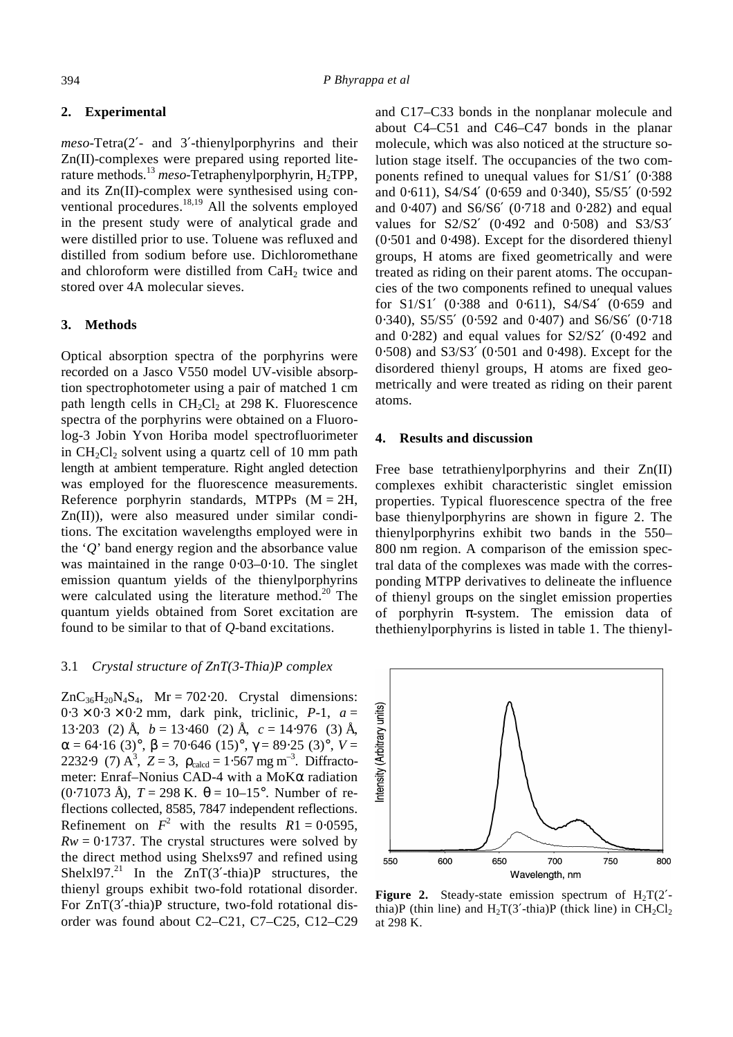## 2. Experimental

*meso*-Tetra(2′- and 3′-thienylporphyrins and their Zn(II)-complexes were prepared using reported literature methods.[13] *meso*-Tetraphenylporphyrin, $H_2TPP$, and its Zn(II)-complex were synthesised using conventional procedures.[18,19] All the solvents employed in the present study were of analytical grade and were distilled prior to use. Toluene was refluxed and distilled from sodium before use. Dichloromethane and chloroform were distilled from $CaH_2$ twice and stored over 4A molecular sieves.

## 3. Methods

Optical absorption spectra of the porphyrins were recorded on a Jasco V550 model UV-visible absorption spectrophotometer using a pair of matched 1 cm path length cells in $CH_2Cl_2$ at 298 K. Fluorescence spectra of the porphyrins were obtained on a Fluorolog-3 Jobin Yvon Horiba model spectrofluorimeter in $CH_2Cl_2$ solvent using a quartz cell of 10 mm path length at ambient temperature. Right angled detection was employed for the fluorescence measurements. Reference porphyrin standards, MTPPs (M = 2H, Zn(II)), were also measured under similar conditions. The excitation wavelengths employed were in the '*Q*' band energy region and the absorbance value was maintained in the range 0·03–0·10. The singlet emission quantum yields of the thienylporphyrins were calculated using the literature method.[20] The quantum yields obtained from Soret excitation are found to be similar to that of *Q*-band excitations.

### 3.1 *Crystal structure of ZnT(3-Thia)P complex*

$ZnC_{36}H_{20}N_4S_4$, Mr = 702·20. Crystal dimensions: 0·3 × 0·3 × 0·2 mm, dark pink, triclinic, *P*-1, *a* = 13·203 (2) Å, *b* = 13·460 (2) Å, *c* = 14·976 (3) Å, $\alpha$ = 64·16 (3)°, $\beta$ = 70·646 (15)°, $\gamma$ = 89·25 (3)°, *V* = 2232·9 (7) $A^3$, *Z* = 3, $\rho_{calcd}$ = 1·567 mg $m^{-3}$. Diffractometer: Enraf–Nonius CAD-4 with a MoK$\alpha$ radiation (0·71073 Å), *T* = 298 K. $\theta$ = 10–15°. Number of reflections collected, 8585, 7847 independent reflections. Refinement on $F^2$ with the results $R1$ = 0·0595, $Rw$ = 0·1737. The crystal structures were solved by the direct method using Shelxs97 and refined using Shelxl97.[21] In the ZnT(3′-thia)P structures, the thienyl groups exhibit two-fold rotational disorder. For ZnT(3′-thia)P structure, two-fold rotational disorder was found about C2–C21, C7–C25, C12–C29 and C17–C33 bonds in the nonplanar molecule and about C4–C51 and C46–C47 bonds in the planar molecule, which was also noticed at the structure solution stage itself. The occupancies of the two components refined to unequal values for S1/S1′ (0·388 and 0·611), S4/S4′ (0·659 and 0·340), S5/S5′ (0·592 and 0·407) and S6/S6′ (0·718 and 0·282) and equal values for S2/S2′ (0·492 and 0·508) and S3/S3′ (0·501 and 0·498). Except for the disordered thienyl groups, H atoms are fixed geometrically and were treated as riding on their parent atoms. The occupancies of the two components refined to unequal values for S1/S1′ (0·388 and 0·611), S4/S4′ (0·659 and 0·340), S5/S5′ (0·592 and 0·407) and S6/S6′ (0·718 and 0·282) and equal values for S2/S2′ (0·492 and 0·508) and S3/S3′ (0·501 and 0·498). Except for the disordered thienyl groups, H atoms are fixed geometrically and were treated as riding on their parent atoms.

## 4. Results and discussion

Free base tetrathienylporphyrins and their Zn(II) complexes exhibit characteristic singlet emission properties. Typical fluorescence spectra of the free base thienylporphyrins are shown in figure 2. The thienylporphyrins exhibit two bands in the 550–800 nm region. A comparison of the emission spectral data of the complexes was made with the corresponding MTPP derivatives to delineate the influence of thienyl groups on the singlet emission properties of porphyrin $\pi$-system. The emission data of thethienylporphyrins is listed in table 1. The thienyl-

**Figure 2.** Steady-state emission spectrum of $H_2T$(2′-thia)P (thin line) and $H_2T$(3′-thia)P (thick line) in $CH_2Cl_2$ at 298 K.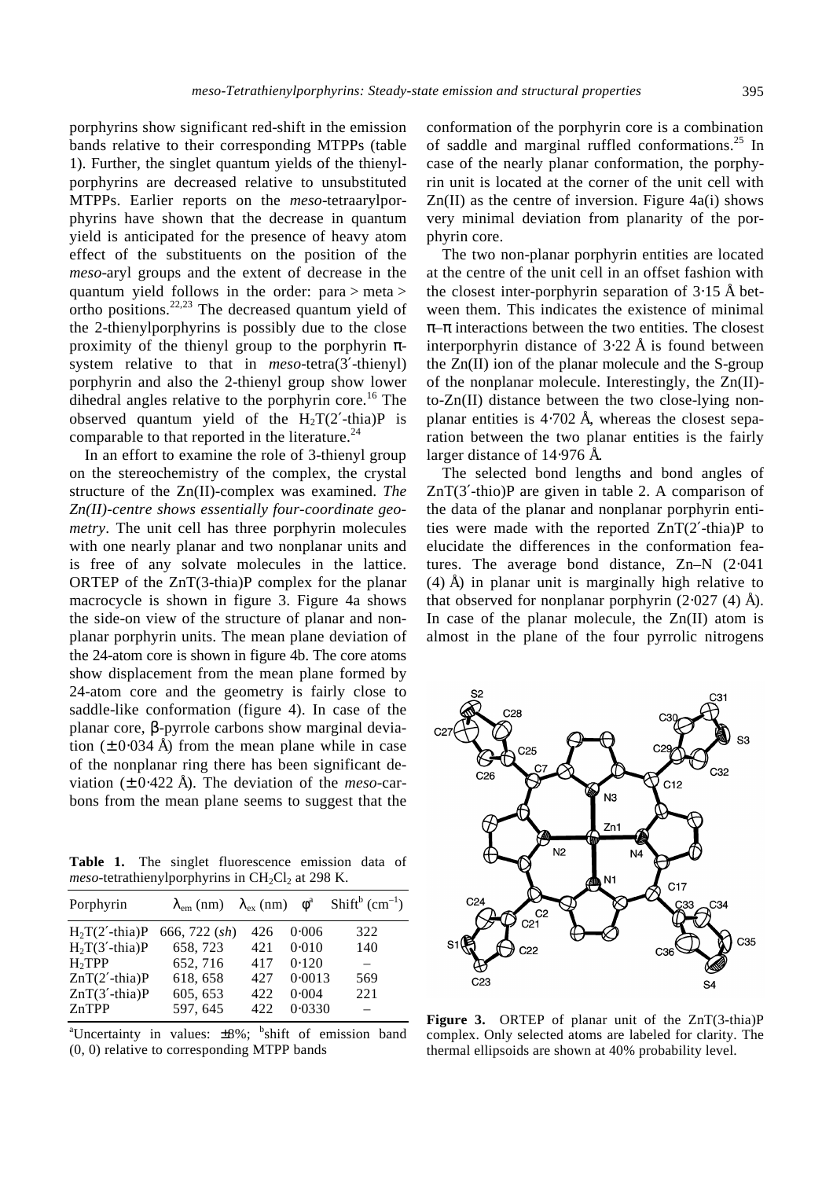porphyrins show significant red-shift in the emission bands relative to their corresponding MTPPs (table 1). Further, the singlet quantum yields of the thienylporphyrins are decreased relative to unsubstituted MTPPs. Earlier reports on the *meso*-tetraarylporphyrins have shown that the decrease in quantum yield is anticipated for the presence of heavy atom effect of the substituents on the position of the *meso*-aryl groups and the extent of decrease in the quantum yield follows in the order: para > meta > ortho positions.[22,23] The decreased quantum yield of the 2-thienylporphyrins is possibly due to the close proximity of the thienyl group to the porphyrin π-system relative to that in *meso*-tetra(3′-thienyl) porphyrin and also the 2-thienyl group show lower dihedral angles relative to the porphyrin core.[16] The observed quantum yield of the $H_2T(2'\text{-thia})P$ is comparable to that reported in the literature.[24]

In an effort to examine the role of 3-thienyl group on the stereochemistry of the complex, the crystal structure of the Zn(II)-complex was examined. *The Zn(II)-centre shows essentially four-coordinate geometry*. The unit cell has three porphyrin molecules with one nearly planar and two nonplanar units and is free of any solvate molecules in the lattice. ORTEP of the ZnT(3-thia)P complex for the planar macrocycle is shown in figure 3. Figure 4a shows the side-on view of the structure of planar and nonplanar porphyrin units. The mean plane deviation of the 24-atom core is shown in figure 4b. The core atoms show displacement from the mean plane formed by 24-atom core and the geometry is fairly close to saddle-like conformation (figure 4). In case of the planar core, β-pyrrole carbons show marginal deviation (± 0·034 Å) from the mean plane while in case of the nonplanar ring there has been significant deviation (± 0·422 Å). The deviation of the *meso*-carbons from the mean plane seems to suggest that the conformation of the porphyrin core is a combination of saddle and marginal ruffled conformations.[25] In case of the nearly planar conformation, the porphyrin unit is located at the corner of the unit cell with Zn(II) as the centre of inversion. Figure 4a(i) shows very minimal deviation from planarity of the porphyrin core.

**Table 1.** The singlet fluorescence emission data of *meso*-tetrathienylporphyrins in $CH_2Cl_2$ at 298 K.

| Porphyrin | $\lambda_{em}$ (nm) | $\lambda_{ex}$ (nm) | $\phi$[a] | Shift[b] (cm$^{-1}$) |
|---|---|---|---|---|
| $H_2T(2'\text{-thia})P$ | 666, 722 (*sh*) | 426 | 0·006 | 322 |
| $H_2T(3'\text{-thia})P$ | 658, 723 | 421 | 0·010 | 140 |
| $H_2TPP$ | 652, 716 | 417 | 0·120 | – |
| $ZnT(2'\text{-thia})P$ | 618, 658 | 427 | 0·0013 | 569 |
| $ZnT(3'\text{-thia})P$ | 605, 653 | 422 | 0·004 | 221 |
| ZnTPP | 597, 645 | 422 | 0·0330 | – |

[a]Uncertainty in values: ±8%; [b]shift of emission band (0, 0) relative to corresponding MTPP bands

The two non-planar porphyrin entities are located at the centre of the unit cell in an offset fashion with the closest inter-porphyrin separation of 3·15 Å between them. This indicates the existence of minimal π–π interactions between the two entities. The closest interporphyrin distance of 3·22 Å is found between the Zn(II) ion of the planar molecule and the S-group of the nonplanar molecule. Interestingly, the Zn(II)-to-Zn(II) distance between the two close-lying nonplanar entities is 4·702 Å, whereas the closest separation between the two planar entities is the fairly larger distance of 14·976 Å.

The selected bond lengths and bond angles of $ZnT(3'\text{-thio})P$ are given in table 2. A comparison of the data of the planar and nonplanar porphyrin entities were made with the reported $ZnT(2'\text{-thia})P$ to elucidate the differences in the conformation features. The average bond distance, Zn–N (2·041 (4) Å) in planar unit is marginally high relative to that observed for nonplanar porphyrin (2·027 (4) Å). In case of the planar molecule, the Zn(II) atom is almost in the plane of the four pyrrolic nitrogens

**Figure 3.** ORTEP of planar unit of the ZnT(3-thia)P complex. Only selected atoms are labeled for clarity. The thermal ellipsoids are shown at 40% probability level.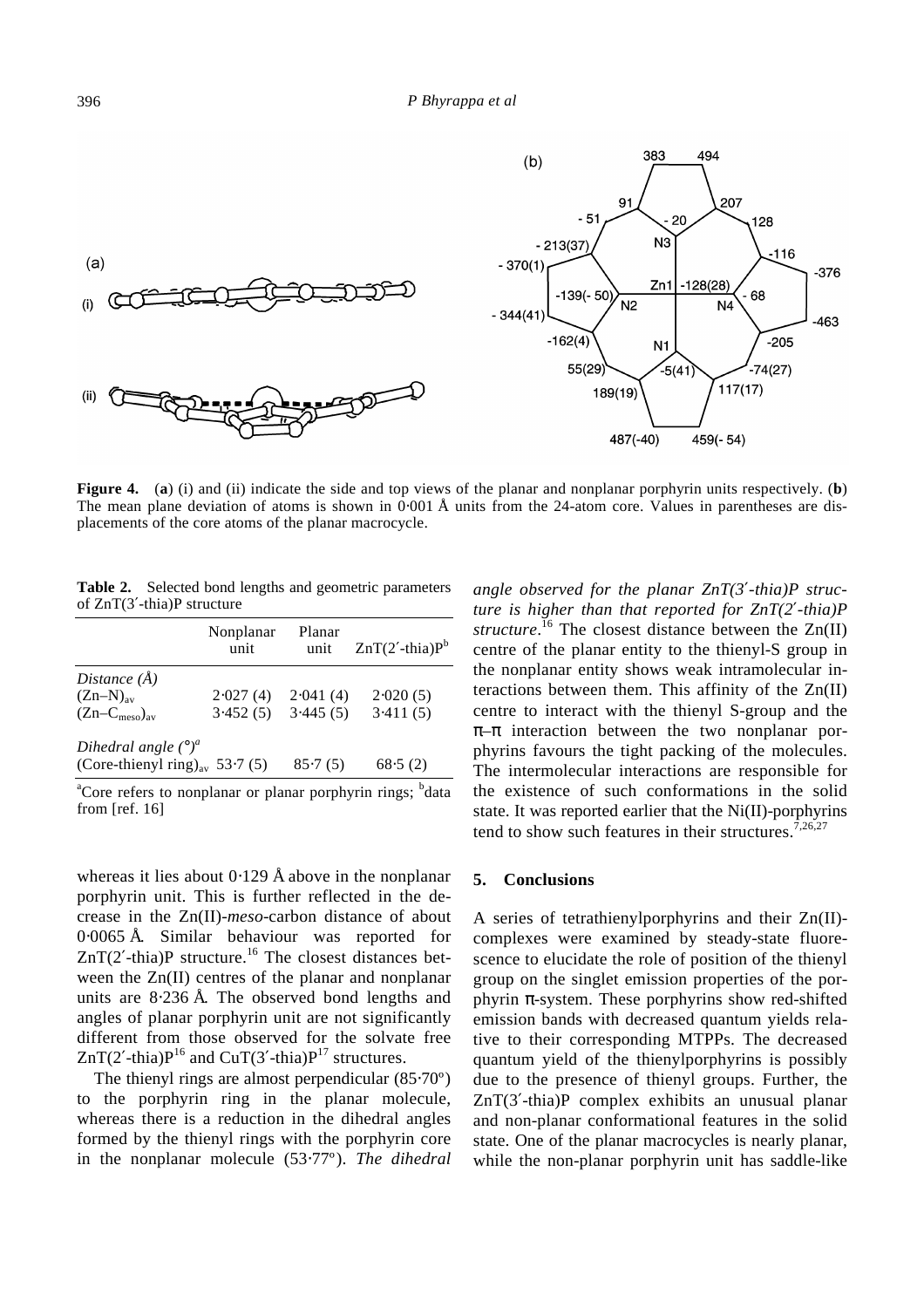**Figure 4.** (**a**) (i) and (ii) indicate the side and top views of the planar and nonplanar porphyrin units respectively. (**b**) The mean plane deviation of atoms is shown in 0·001 Å units from the 24-atom core. Values in parentheses are displacements of the core atoms of the planar macrocycle.

**Table 2.** Selected bond lengths and geometric parameters of ZnT(3′-thia)P structure

| | Nonplanar unit | Planar unit | ZnT(2′-thia)P[b] |
|---|---|---|---|
| *Distance (Å)* | | | |
| $(Zn–N)_{av}$ | 2·027 (4) | 2·041 (4) | 2·020 (5) |
| $(Zn–C_{meso})_{av}$ | 3·452 (5) | 3·445 (5) | 3·411 (5) |
| *Dihedral angle (°)*[a] | | | |
| $(\text{Core-thienyl ring})_{av}$ | 53·7 (5) | 85·7 (5) | 68·5 (2) |

[a]Core refers to nonplanar or planar porphyrin rings; [b]data from [ref. 16]

whereas it lies about 0·129 Å above in the nonplanar porphyrin unit. This is further reflected in the decrease in the Zn(II)-*meso*-carbon distance of about 0·0065 Å. Similar behaviour was reported for ZnT(2′-thia)P structure.[16] The closest distances between the Zn(II) centres of the planar and nonplanar units are 8·236 Å. The observed bond lengths and angles of planar porphyrin unit are not significantly different from those observed for the solvate free ZnT(2′-thia)P[16] and CuT(3′-thia)P[17] structures.

The thienyl rings are almost perpendicular (85·70°) to the porphyrin ring in the planar molecule, whereas there is a reduction in the dihedral angles formed by the thienyl rings with the porphyrin core in the nonplanar molecule (53·77°). *The dihedral angle observed for the planar ZnT(3′-thia)P structure is higher than that reported for ZnT(2′-thia)P structure*.[16] The closest distance between the Zn(II) centre of the planar entity to the thienyl-S group in the nonplanar entity shows weak intramolecular interactions between them. This affinity of the Zn(II) centre to interact with the thienyl S-group and the π–π interaction between the two nonplanar porphyrins favours the tight packing of the molecules. The intermolecular interactions are responsible for the existence of such conformations in the solid state. It was reported earlier that the Ni(II)-porphyrins tend to show such features in their structures.[7,26,27]

## 5. Conclusions

A series of tetrathienylporphyrins and their Zn(II)-complexes were examined by steady-state fluorescence to elucidate the role of position of the thienyl group on the singlet emission properties of the porphyrin π-system. These porphyrins show red-shifted emission bands with decreased quantum yields relative to their corresponding MTPPs. The decreased quantum yield of the thienylporphyrins is possibly due to the presence of thienyl groups. Further, the ZnT(3′-thia)P complex exhibits an unusual planar and non-planar conformational features in the solid state. One of the planar macrocycles is nearly planar, while the non-planar porphyrin unit has saddle-like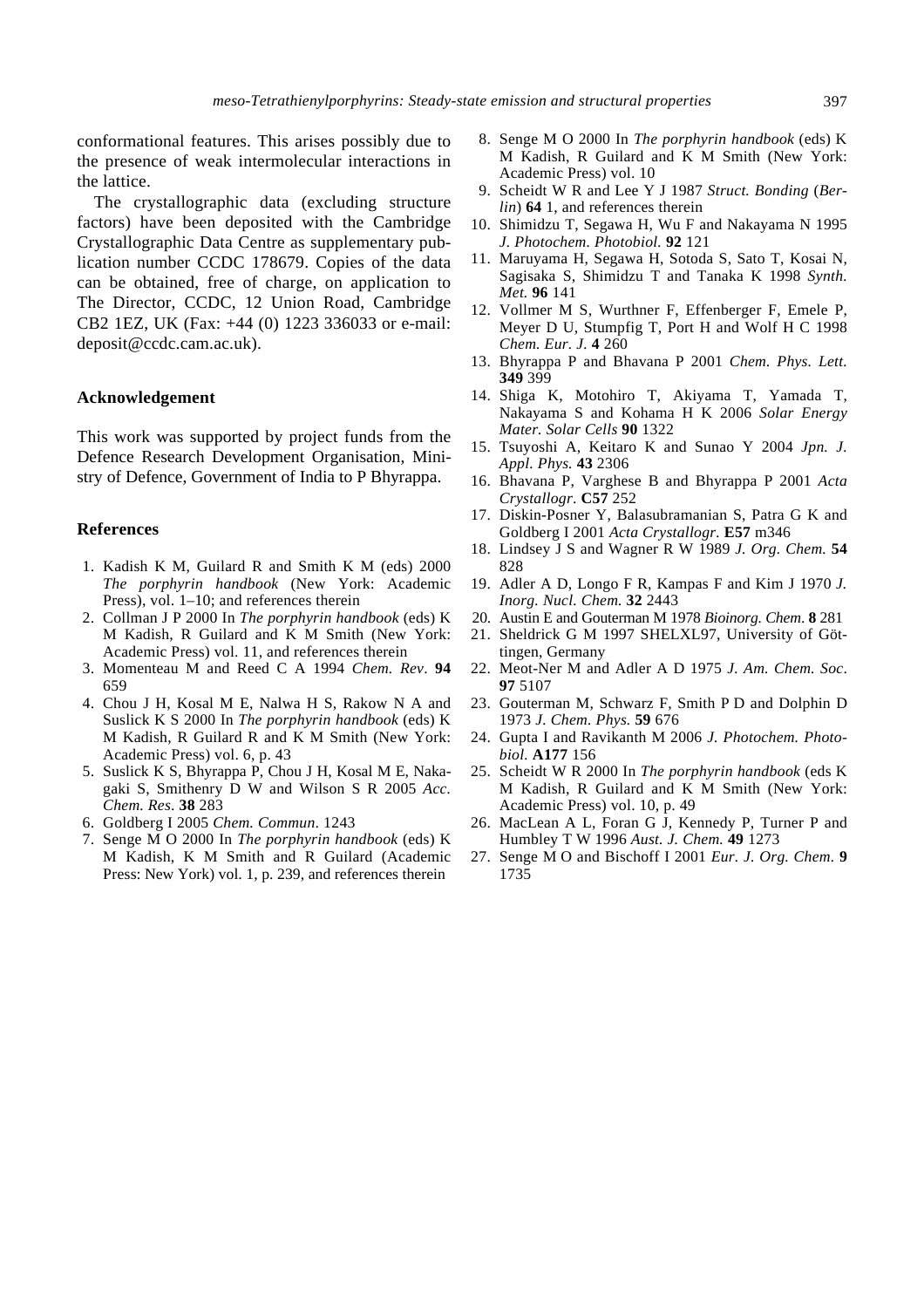conformational features. This arises possibly due to the presence of weak intermolecular interactions in the lattice.

The crystallographic data (excluding structure factors) have been deposited with the Cambridge Crystallographic Data Centre as supplementary publication number CCDC 178679. Copies of the data can be obtained, free of charge, on application to The Director, CCDC, 12 Union Road, Cambridge CB2 1EZ, UK (Fax: +44 (0) 1223 336033 or e-mail: deposit@ccdc.cam.ac.uk).

## Acknowledgement

This work was supported by project funds from the Defence Research Development Organisation, Ministry of Defence, Government of India to P Bhyrappa.

## References

1. Kadish K M, Guilard R and Smith K M (eds) 2000 *The porphyrin handbook* (New York: Academic Press), vol. 1–10; and references therein
2. Collman J P 2000 In *The porphyrin handbook* (eds) K M Kadish, R Guilard and K M Smith (New York: Academic Press) vol. 11, and references therein
3. Momenteau M and Reed C A 1994 *Chem. Rev*. **94** 659
4. Chou J H, Kosal M E, Nalwa H S, Rakow N A and Suslick K S 2000 In *The porphyrin handbook* (eds) K M Kadish, R Guilard R and K M Smith (New York: Academic Press) vol. 6, p. 43
5. Suslick K S, Bhyrappa P, Chou J H, Kosal M E, Nakagaki S, Smithenry D W and Wilson S R 2005 *Acc. Chem. Res*. **38** 283
6. Goldberg I 2005 *Chem. Commun*. 1243
7. Senge M O 2000 In *The porphyrin handbook* (eds) K M Kadish, K M Smith and R Guilard (Academic Press: New York) vol. 1, p. 239, and references therein
8. Senge M O 2000 In *The porphyrin handbook* (eds) K M Kadish, R Guilard and K M Smith (New York: Academic Press) vol. 10
9. Scheidt W R and Lee Y J 1987 *Struct. Bonding* (*Berlin*) **64** 1, and references therein
10. Shimidzu T, Segawa H, Wu F and Nakayama N 1995 *J. Photochem. Photobiol.* **92** 121
11. Maruyama H, Segawa H, Sotoda S, Sato T, Kosai N, Sagisaka S, Shimidzu T and Tanaka K 1998 *Synth. Met.* **96** 141
12. Vollmer M S, Wurthner F, Effenberger F, Emele P, Meyer D U, Stumpfig T, Port H and Wolf H C 1998 *Chem. Eur. J.* **4** 260
13. Bhyrappa P and Bhavana P 2001 *Chem. Phys. Lett.* **349** 399
14. Shiga K, Motohiro T, Akiyama T, Yamada T, Nakayama S and Kohama H K 2006 *Solar Energy Mater. Solar Cells* **90** 1322
15. Tsuyoshi A, Keitaro K and Sunao Y 2004 *Jpn. J. Appl. Phys.* **43** 2306
16. Bhavana P, Varghese B and Bhyrappa P 2001 *Acta Crystallogr.* **C57** 252
17. Diskin-Posner Y, Balasubramanian S, Patra G K and Goldberg I 2001 *Acta Crystallogr.* **E57** m346
18. Lindsey J S and Wagner R W 1989 *J. Org. Chem.* **54** 828
19. Adler A D, Longo F R, Kampas F and Kim J 1970 *J. Inorg. Nucl. Chem.* **32** 2443
20. Austin E and Gouterman M 1978 *Bioinorg. Chem*. **8** 281
21. Sheldrick G M 1997 SHELXL97, University of Göttingen, Germany
22. Meot-Ner M and Adler A D 1975 *J. Am. Chem. Soc*. **97** 5107
23. Gouterman M, Schwarz F, Smith P D and Dolphin D 1973 *J. Chem. Phys.* **59** 676
24. Gupta I and Ravikanth M 2006 *J. Photochem. Photobiol.* **A177** 156
25. Scheidt W R 2000 In *The porphyrin handbook* (eds K M Kadish, R Guilard and K M Smith (New York: Academic Press) vol. 10, p. 49
26. MacLean A L, Foran G J, Kennedy P, Turner P and Humbley T W 1996 *Aust. J. Chem.* **49** 1273
27. Senge M O and Bischoff I 2001 *Eur. J. Org. Chem.* **9** 1735